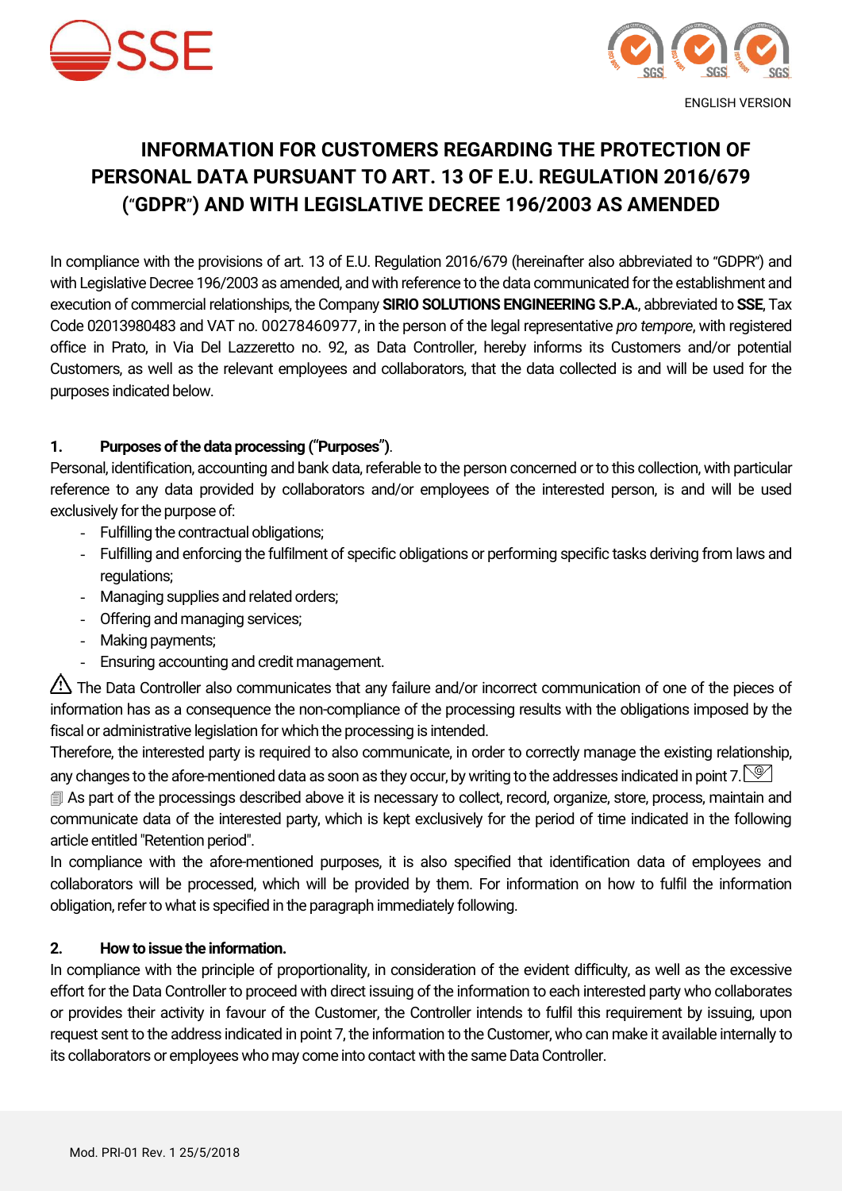ENGLISH VERSION

# INFORMATION FOR CUSTOMERS REGARDING THE PROTECTION OF PERSONAL DATA PURSUANT TO ART. 13 OF E.U. REGULATION 2016/679 ("GDPR") AND WITH LEGISLATIVE DECREE 196/2003 AS AMENDED

In compliance with the provisions of art. 13 of E.U. Regulation 2016/679 (hereinafter also abbreviated to "GDPR") and with Legislative Decree 196/2003 as amended, and with reference to the data communicated for the establishment and execution of commercial relationships, the Company **SIRIO SOLUTIONS ENGINEERING S.P.A.**, abbreviated to **SSE**, Tax Code 02013980483 and VAT no. 00278460977, in the person of the legal representative *pro tempore*, with registered office in Prato, in Via Del Lazzeretto no. 92, as Data Controller, hereby informs its Customers and/or potential Customers, as well as the relevant employees and collaborators, that the data collected is and will be used for the purposes indicated below.

## 1. Purposes of the data processing ("Purposes").

Personal, identification, accounting and bank data, referable to the person concerned or to this collection, with particular reference to any data provided by collaborators and/or employees of the interested person, is and will be used exclusively for the purpose of:

- Fulfilling the contractual obligations;
- Fulfilling and enforcing the fulfilment of specific obligations or performing specific tasks deriving from laws and regulations;
- Managing supplies and related orders;
- Offering and managing services;
- Making payments;
- Ensuring accounting and credit management.

⚠ The Data Controller also communicates that any failure and/or incorrect communication of one of the pieces of information has as a consequence the non-compliance of the processing results with the obligations imposed by the fiscal or administrative legislation for which the processing is intended.

Therefore, the interested party is required to also communicate, in order to correctly manage the existing relationship, any changes to the afore-mentioned data as soon as they occur, by writing to the addresses indicated in point 7.

As part of the processings described above it is necessary to collect, record, organize, store, process, maintain and communicate data of the interested party, which is kept exclusively for the period of time indicated in the following article entitled "Retention period".

In compliance with the afore-mentioned purposes, it is also specified that identification data of employees and collaborators will be processed, which will be provided by them. For information on how to fulfil the information obligation, refer to what is specified in the paragraph immediately following.

## 2. How to issue the information.

In compliance with the principle of proportionality, in consideration of the evident difficulty, as well as the excessive effort for the Data Controller to proceed with direct issuing of the information to each interested party who collaborates or provides their activity in favour of the Customer, the Controller intends to fulfil this requirement by issuing, upon request sent to the address indicated in point 7, the information to the Customer, who can make it available internally to its collaborators or employees who may come into contact with the same Data Controller.

Mod. PRI-01 Rev. 1 25/5/2018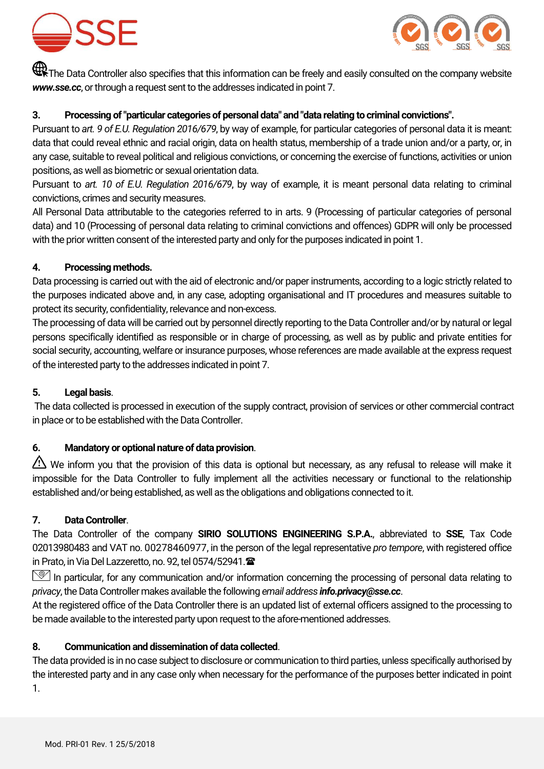The Data Controller also specifies that this information can be freely and easily consulted on the company website ***www.sse.cc***, or through a request sent to the addresses indicated in point 7.

**3. Processing of "particular categories of personal data" and "data relating to criminal convictions".**

Pursuant to *art. 9 of E.U. Regulation 2016/679*, by way of example, for particular categories of personal data it is meant: data that could reveal ethnic and racial origin, data on health status, membership of a trade union and/or a party, or, in any case, suitable to reveal political and religious convictions, or concerning the exercise of functions, activities or union positions, as well as biometric or sexual orientation data.

Pursuant to *art. 10 of E.U. Regulation 2016/679*, by way of example, it is meant personal data relating to criminal convictions, crimes and security measures.

All Personal Data attributable to the categories referred to in arts. 9 (Processing of particular categories of personal data) and 10 (Processing of personal data relating to criminal convictions and offences) GDPR will only be processed with the prior written consent of the interested party and only for the purposes indicated in point 1.

**4. Processing methods.**

Data processing is carried out with the aid of electronic and/or paper instruments, according to a logic strictly related to the purposes indicated above and, in any case, adopting organisational and IT procedures and measures suitable to protect its security, confidentiality, relevance and non-excess.

The processing of data will be carried out by personnel directly reporting to the Data Controller and/or by natural or legal persons specifically identified as responsible or in charge of processing, as well as by public and private entities for social security, accounting, welfare or insurance purposes, whose references are made available at the express request of the interested party to the addresses indicated in point 7.

**5. Legal basis.**

The data collected is processed in execution of the supply contract, provision of services or other commercial contract in place or to be established with the Data Controller.

**6. Mandatory or optional nature of data provision.**

⚠ We inform you that the provision of this data is optional but necessary, as any refusal to release will make it impossible for the Data Controller to fully implement all the activities necessary or functional to the relationship established and/or being established, as well as the obligations and obligations connected to it.

**7. Data Controller.**

The Data Controller of the company **SIRIO SOLUTIONS ENGINEERING S.P.A.**, abbreviated to **SSE**, Tax Code 02013980483 and VAT no. 00278460977, in the person of the legal representative *pro tempore*, with registered office in Prato, in Via Del Lazzeretto, no. 92, tel 0574/52941.☎

In particular, for any communication and/or information concerning the processing of personal data relating to *privacy*, the Data Controller makes available the following *email address* ***info.privacy@sse.cc***.

At the registered office of the Data Controller there is an updated list of external officers assigned to the processing to be made available to the interested party upon request to the afore-mentioned addresses.

**8. Communication and dissemination of data collected.**

The data provided is in no case subject to disclosure or communication to third parties, unless specifically authorised by the interested party and in any case only when necessary for the performance of the purposes better indicated in point 1.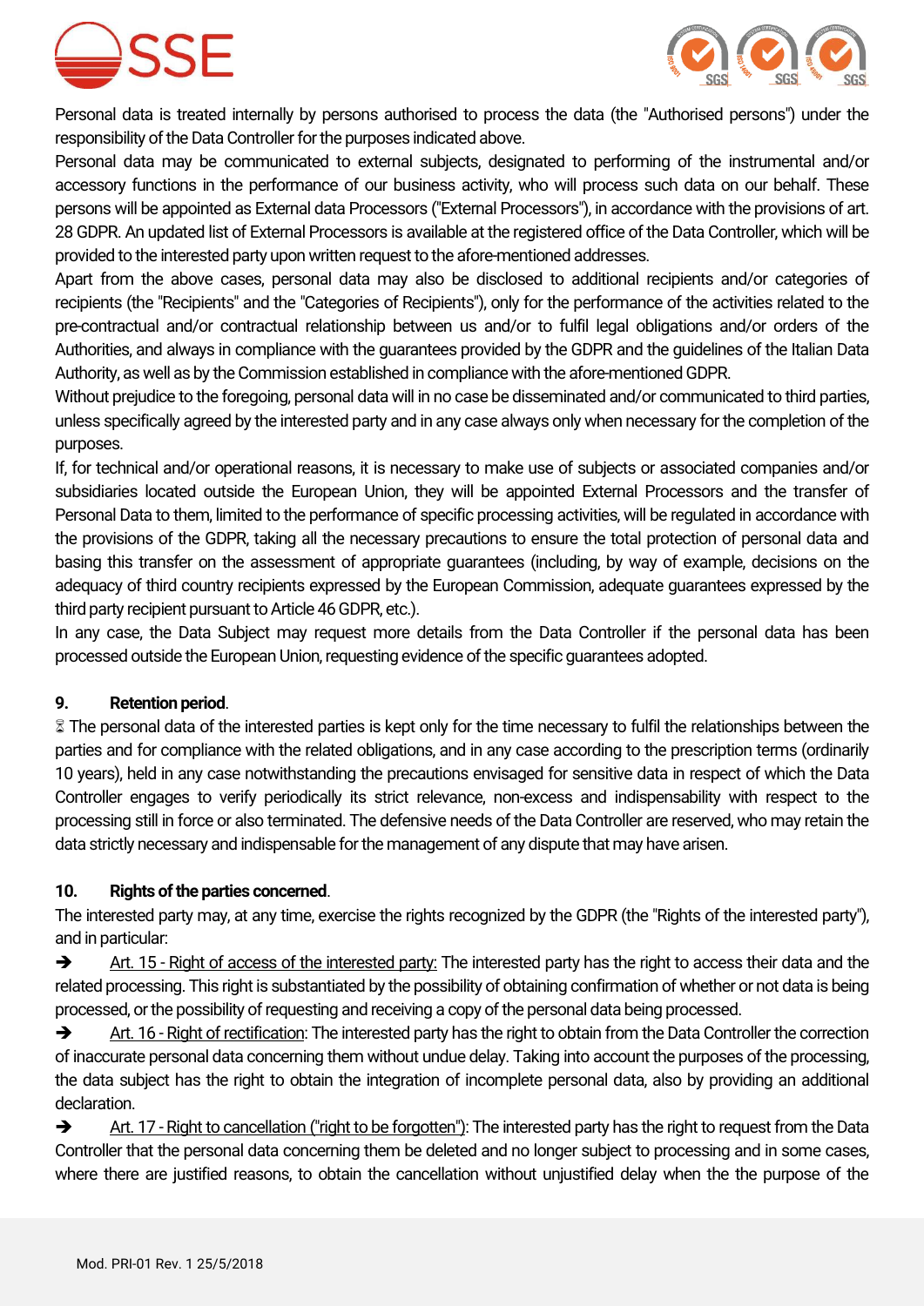Personal data is treated internally by persons authorised to process the data (the "Authorised persons") under the responsibility of the Data Controller for the purposes indicated above.

Personal data may be communicated to external subjects, designated to performing of the instrumental and/or accessory functions in the performance of our business activity, who will process such data on our behalf. These persons will be appointed as External data Processors ("External Processors"), in accordance with the provisions of art. 28 GDPR. An updated list of External Processors is available at the registered office of the Data Controller, which will be provided to the interested party upon written request to the afore-mentioned addresses.

Apart from the above cases, personal data may also be disclosed to additional recipients and/or categories of recipients (the "Recipients" and the "Categories of Recipients"), only for the performance of the activities related to the pre-contractual and/or contractual relationship between us and/or to fulfil legal obligations and/or orders of the Authorities, and always in compliance with the guarantees provided by the GDPR and the guidelines of the Italian Data Authority, as well as by the Commission established in compliance with the afore-mentioned GDPR.

Without prejudice to the foregoing, personal data will in no case be disseminated and/or communicated to third parties, unless specifically agreed by the interested party and in any case always only when necessary for the completion of the purposes.

If, for technical and/or operational reasons, it is necessary to make use of subjects or associated companies and/or subsidiaries located outside the European Union, they will be appointed External Processors and the transfer of Personal Data to them, limited to the performance of specific processing activities, will be regulated in accordance with the provisions of the GDPR, taking all the necessary precautions to ensure the total protection of personal data and basing this transfer on the assessment of appropriate guarantees (including, by way of example, decisions on the adequacy of third country recipients expressed by the European Commission, adequate guarantees expressed by the third party recipient pursuant to Article 46 GDPR, etc.).

In any case, the Data Subject may request more details from the Data Controller if the personal data has been processed outside the European Union, requesting evidence of the specific guarantees adopted.

**9. Retention period**.

⌛ The personal data of the interested parties is kept only for the time necessary to fulfil the relationships between the parties and for compliance with the related obligations, and in any case according to the prescription terms (ordinarily 10 years), held in any case notwithstanding the precautions envisaged for sensitive data in respect of which the Data Controller engages to verify periodically its strict relevance, non-excess and indispensability with respect to the processing still in force or also terminated. The defensive needs of the Data Controller are reserved, who may retain the data strictly necessary and indispensable for the management of any dispute that may have arisen.

**10. Rights of the parties concerned**.

The interested party may, at any time, exercise the rights recognized by the GDPR (the "Rights of the interested party"), and in particular:

➔ Art. 15 - Right of access of the interested party: The interested party has the right to access their data and the related processing. This right is substantiated by the possibility of obtaining confirmation of whether or not data is being processed, or the possibility of requesting and receiving a copy of the personal data being processed.

➔ Art. 16 - Right of rectification: The interested party has the right to obtain from the Data Controller the correction of inaccurate personal data concerning them without undue delay. Taking into account the purposes of the processing, the data subject has the right to obtain the integration of incomplete personal data, also by providing an additional declaration.

➔ Art. 17 - Right to cancellation ("right to be forgotten"): The interested party has the right to request from the Data Controller that the personal data concerning them be deleted and no longer subject to processing and in some cases, where there are justified reasons, to obtain the cancellation without unjustified delay when the the purpose of the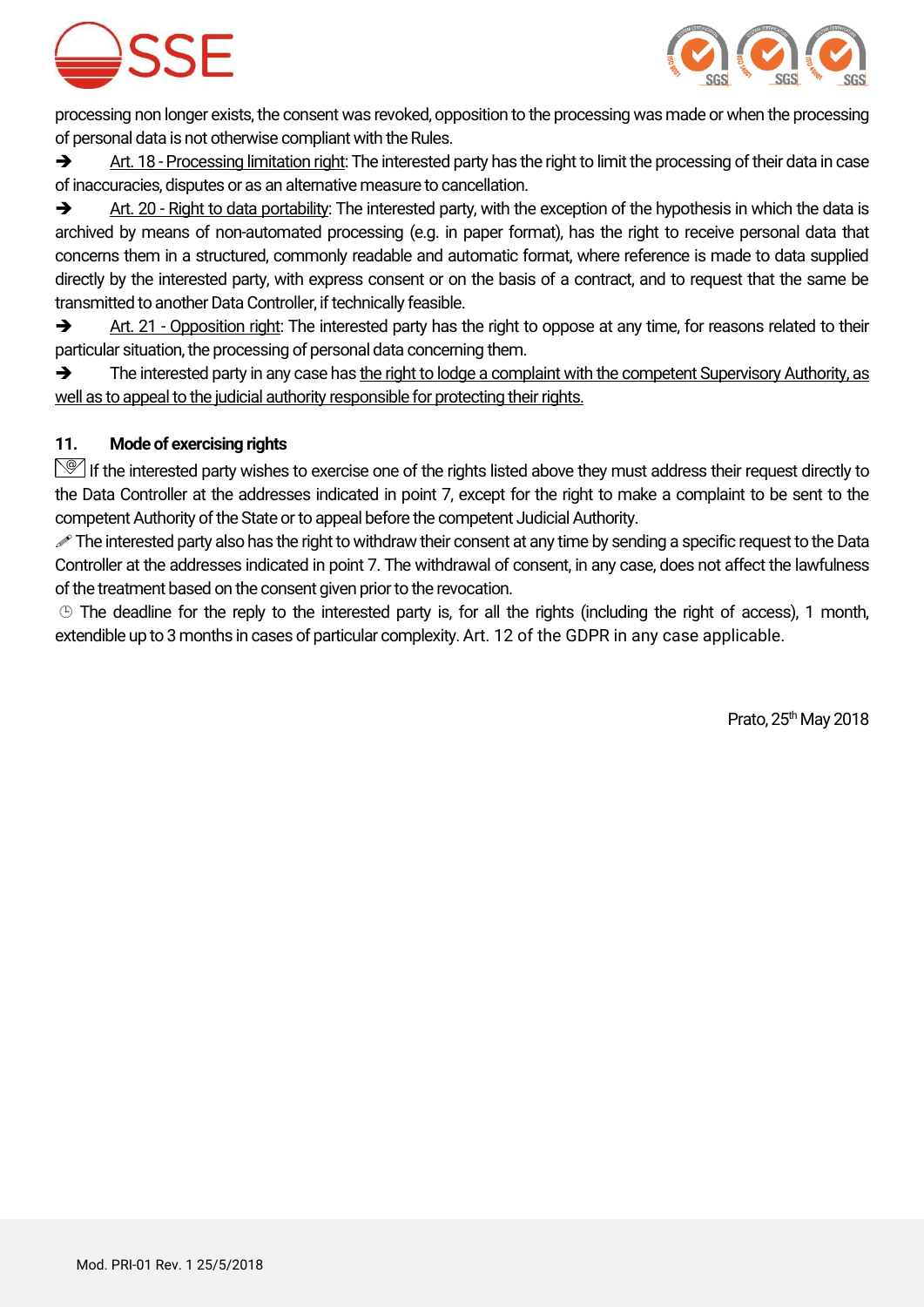processing non longer exists, the consent was revoked, opposition to the processing was made or when the processing of personal data is not otherwise compliant with the Rules.

➔ Art. 18 - Processing limitation right: The interested party has the right to limit the processing of their data in case of inaccuracies, disputes or as an alternative measure to cancellation.

➔ Art. 20 - Right to data portability: The interested party, with the exception of the hypothesis in which the data is archived by means of non-automated processing (e.g. in paper format), has the right to receive personal data that concerns them in a structured, commonly readable and automatic format, where reference is made to data supplied directly by the interested party, with express consent or on the basis of a contract, and to request that the same be transmitted to another Data Controller, if technically feasible.

➔ Art. 21 - Opposition right: The interested party has the right to oppose at any time, for reasons related to their particular situation, the processing of personal data concerning them.

➔ The interested party in any case has the right to lodge a complaint with the competent Supervisory Authority, as well as to appeal to the judicial authority responsible for protecting their rights.

## 11. Mode of exercising rights

If the interested party wishes to exercise one of the rights listed above they must address their request directly to the Data Controller at the addresses indicated in point 7, except for the right to make a complaint to be sent to the competent Authority of the State or to appeal before the competent Judicial Authority.

The interested party also has the right to withdraw their consent at any time by sending a specific request to the Data Controller at the addresses indicated in point 7. The withdrawal of consent, in any case, does not affect the lawfulness of the treatment based on the consent given prior to the revocation.

The deadline for the reply to the interested party is, for all the rights (including the right of access), 1 month, extendible up to 3 months in cases of particular complexity. Art. 12 of the GDPR in any case applicable.

Prato, 25th May 2018

Mod. PRI-01 Rev. 1 25/5/2018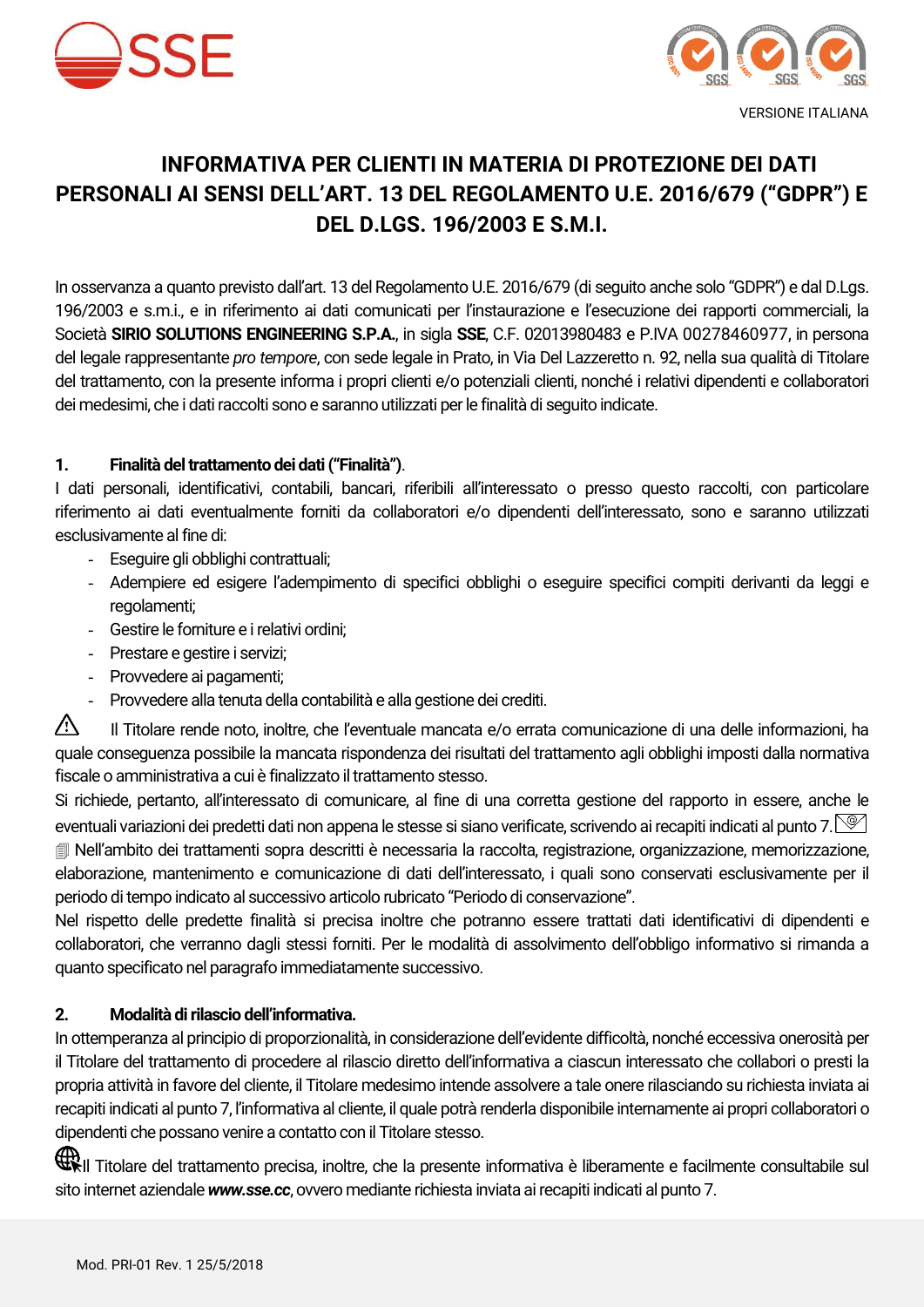VERSIONE ITALIANA

# INFORMATIVA PER CLIENTI IN MATERIA DI PROTEZIONE DEI DATI PERSONALI AI SENSI DELL'ART. 13 DEL REGOLAMENTO U.E. 2016/679 ("GDPR") E DEL D.LGS. 196/2003 E S.M.I.

In osservanza a quanto previsto dall'art. 13 del Regolamento U.E. 2016/679 (di seguito anche solo "GDPR") e dal D.Lgs. 196/2003 e s.m.i., e in riferimento ai dati comunicati per l'instaurazione e l'esecuzione dei rapporti commerciali, la Società **SIRIO SOLUTIONS ENGINEERING S.P.A.**, in sigla **SSE**, C.F. 02013980483 e P.IVA 00278460977, in persona del legale rappresentante *pro tempore*, con sede legale in Prato, in Via Del Lazzeretto n. 92, nella sua qualità di Titolare del trattamento, con la presente informa i propri clienti e/o potenziali clienti, nonché i relativi dipendenti e collaboratori dei medesimi, che i dati raccolti sono e saranno utilizzati per le finalità di seguito indicate.

## 1. Finalità del trattamento dei dati ("Finalità").

I dati personali, identificativi, contabili, bancari, riferibili all'interessato o presso questo raccolti, con particolare riferimento ai dati eventualmente forniti da collaboratori e/o dipendenti dell'interessato, sono e saranno utilizzati esclusivamente al fine di:

- Eseguire gli obblighi contrattuali;
- Adempiere ed esigere l'adempimento di specifici obblighi o eseguire specifici compiti derivanti da leggi e regolamenti;
- Gestire le forniture e i relativi ordini;
- Prestare e gestire i servizi;
- Provvedere ai pagamenti;
- Provvedere alla tenuta della contabilità e alla gestione dei crediti.

⚠ Il Titolare rende noto, inoltre, che l'eventuale mancata e/o errata comunicazione di una delle informazioni, ha quale conseguenza possibile la mancata rispondenza dei risultati del trattamento agli obblighi imposti dalla normativa fiscale o amministrativa a cui è finalizzato il trattamento stesso.

Si richiede, pertanto, all'interessato di comunicare, al fine di una corretta gestione del rapporto in essere, anche le eventuali variazioni dei predetti dati non appena le stesse si siano verificate, scrivendo ai recapiti indicati al punto 7.

Nell'ambito dei trattamenti sopra descritti è necessaria la raccolta, registrazione, organizzazione, memorizzazione, elaborazione, mantenimento e comunicazione di dati dell'interessato, i quali sono conservati esclusivamente per il periodo di tempo indicato al successivo articolo rubricato "Periodo di conservazione".

Nel rispetto delle predette finalità si precisa inoltre che potranno essere trattati dati identificativi di dipendenti e collaboratori, che verranno dagli stessi forniti. Per le modalità di assolvimento dell'obbligo informativo si rimanda a quanto specificato nel paragrafo immediatamente successivo.

## 2. Modalità di rilascio dell'informativa.

In ottemperanza al principio di proporzionalità, in considerazione dell'evidente difficoltà, nonché eccessiva onerosità per il Titolare del trattamento di procedere al rilascio diretto dell'informativa a ciascun interessato che collabori o presti la propria attività in favore del cliente, il Titolare medesimo intende assolvere a tale onere rilasciando su richiesta inviata ai recapiti indicati al punto 7, l'informativa al cliente, il quale potrà renderla disponibile internamente ai propri collaboratori o dipendenti che possano venire a contatto con il Titolare stesso.

Il Titolare del trattamento precisa, inoltre, che la presente informativa è liberamente e facilmente consultabile sul sito internet aziendale ***www.sse.cc***, ovvero mediante richiesta inviata ai recapiti indicati al punto 7.

Mod. PRI-01 Rev. 1 25/5/2018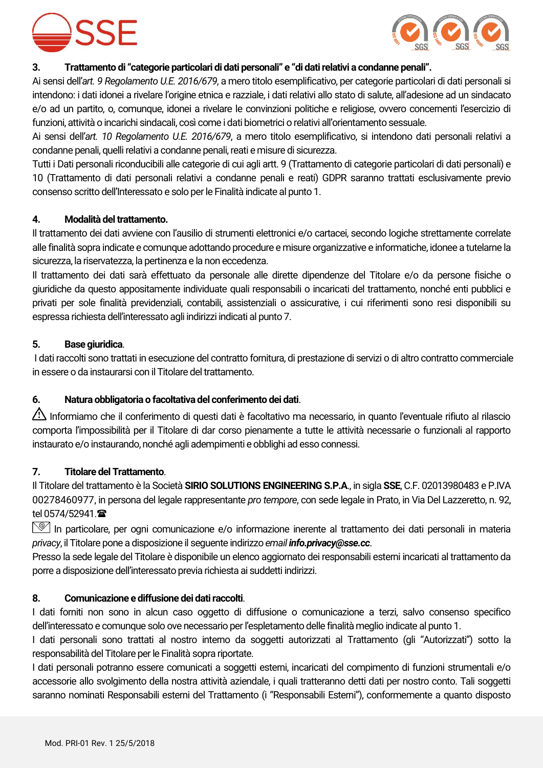### 3. Trattamento di "categorie particolari di dati personali" e "di dati relativi a condanne penali".

Ai sensi dell'*art. 9 Regolamento U.E. 2016/679*, a mero titolo esemplificativo, per categorie particolari di dati personali si intendono: i dati idonei a rivelare l'origine etnica e razziale, i dati relativi allo stato di salute, all'adesione ad un sindacato e/o ad un partito, o, comunque, idonei a rivelare le convinzioni politiche e religiose, ovvero concernenti l'esercizio di funzioni, attività o incarichi sindacali, così come i dati biometrici o relativi all'orientamento sessuale.

Ai sensi dell'*art. 10 Regolamento U.E. 2016/679*, a mero titolo esemplificativo, si intendono dati personali relativi a condanne penali, quelli relativi a condanne penali, reati e misure di sicurezza.

Tutti i Dati personali riconducibili alle categorie di cui agli artt. 9 (Trattamento di categorie particolari di dati personali) e 10 (Trattamento di dati personali relativi a condanne penali e reati) GDPR saranno trattati esclusivamente previo consenso scritto dell'Interessato e solo per le Finalità indicate al punto 1.

### 4. Modalità del trattamento.

Il trattamento dei dati avviene con l'ausilio di strumenti elettronici e/o cartacei, secondo logiche strettamente correlate alle finalità sopra indicate e comunque adottando procedure e misure organizzative e informatiche, idonee a tutelarne la sicurezza, la riservatezza, la pertinenza e la non eccedenza.

Il trattamento dei dati sarà effettuato da personale alle dirette dipendenze del Titolare e/o da persone fisiche o giuridiche da questo appositamente individuate quali responsabili o incaricati del trattamento, nonché enti pubblici e privati per sole finalità previdenziali, contabili, assistenziali o assicurative, i cui riferimenti sono resi disponibili su espressa richiesta dell'interessato agli indirizzi indicati al punto 7.

### 5. Base giuridica.

I dati raccolti sono trattati in esecuzione del contratto fornitura, di prestazione di servizi o di altro contratto commerciale in essere o da instaurarsi con il Titolare del trattamento.

### 6. Natura obbligatoria o facoltativa del conferimento dei dati.

⚠ Informiamo che il conferimento di questi dati è facoltativo ma necessario, in quanto l'eventuale rifiuto al rilascio comporta l'impossibilità per il Titolare di dar corso pienamente a tutte le attività necessarie o funzionali al rapporto instaurato e/o instaurando, nonché agli adempimenti e obblighi ad esso connessi.

### 7. Titolare del Trattamento.

Il Titolare del trattamento è la Società **SIRIO SOLUTIONS ENGINEERING S.P.A.**, in sigla **SSE**, C.F. 02013980483 e P.IVA 00278460977, in persona del legale rappresentante *pro tempore*, con sede legale in Prato, in Via Del Lazzeretto, n. 92, tel 0574/52941.☎

✉ In particolare, per ogni comunicazione e/o informazione inerente al trattamento dei dati personali in materia *privacy*, il Titolare pone a disposizione il seguente indirizzo *email* ***info.privacy@sse.cc***.

Presso la sede legale del Titolare è disponibile un elenco aggiornato dei responsabili esterni incaricati al trattamento da porre a disposizione dell'interessato previa richiesta ai suddetti indirizzi.

### 8. Comunicazione e diffusione dei dati raccolti.

I dati forniti non sono in alcun caso oggetto di diffusione o comunicazione a terzi, salvo consenso specifico dell'interessato e comunque solo ove necessario per l'espletamento delle finalità meglio indicate al punto 1.

I dati personali sono trattati al nostro interno da soggetti autorizzati al Trattamento (gli "Autorizzati") sotto la responsabilità del Titolare per le Finalità sopra riportate.

I dati personali potranno essere comunicati a soggetti esterni, incaricati del compimento di funzioni strumentali e/o accessorie allo svolgimento della nostra attività aziendale, i quali tratteranno detti dati per nostro conto. Tali soggetti saranno nominati Responsabili esterni del Trattamento (i "Responsabili Esterni"), conformemente a quanto disposto

Mod. PRI-01 Rev. 1 25/5/2018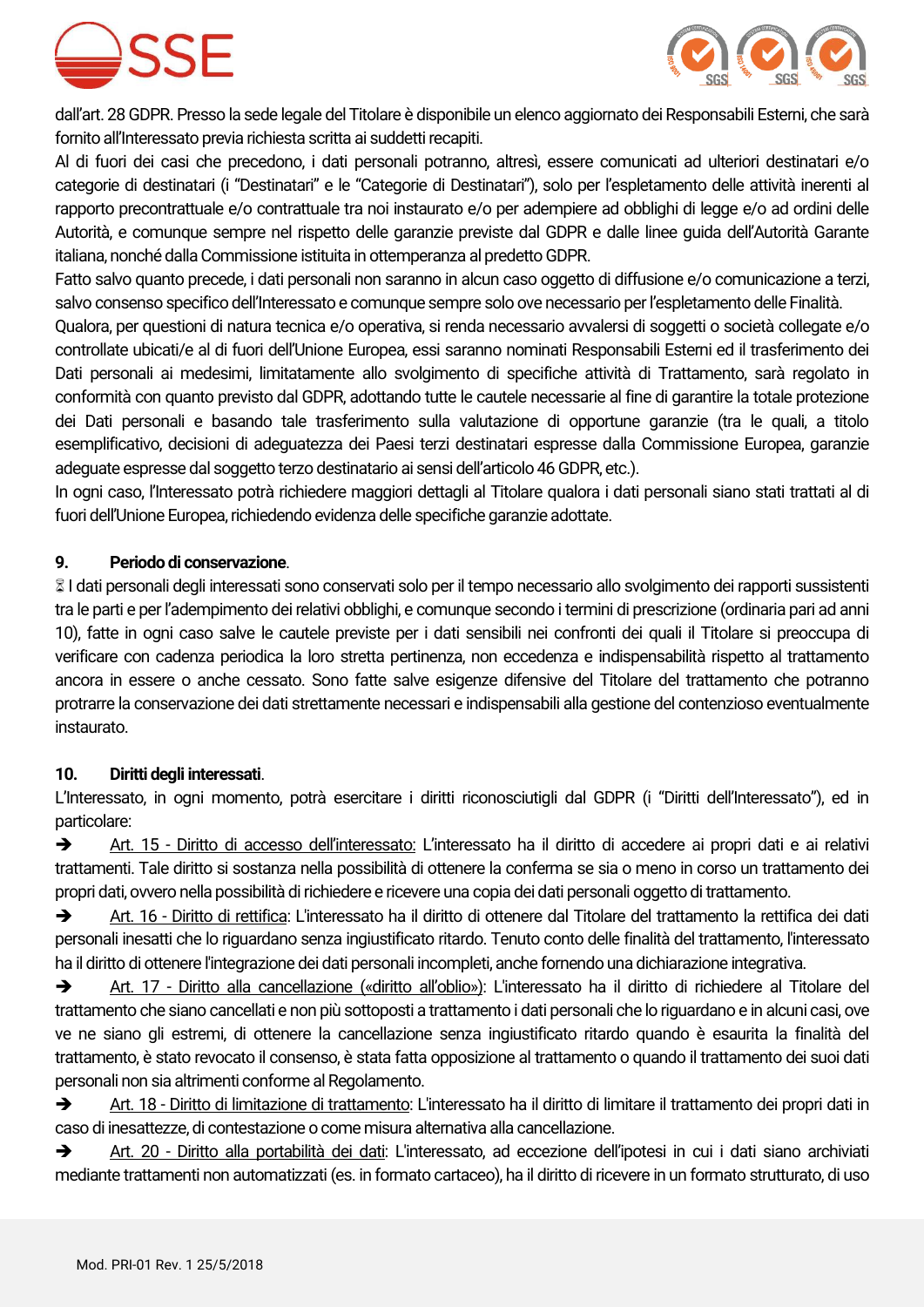dall'art. 28 GDPR. Presso la sede legale del Titolare è disponibile un elenco aggiornato dei Responsabili Esterni, che sarà fornito all'Interessato previa richiesta scritta ai suddetti recapiti.

Al di fuori dei casi che precedono, i dati personali potranno, altresì, essere comunicati ad ulteriori destinatari e/o categorie di destinatari (i "Destinatari" e le "Categorie di Destinatari"), solo per l'espletamento delle attività inerenti al rapporto precontrattuale e/o contrattuale tra noi instaurato e/o per adempiere ad obblighi di legge e/o ad ordini delle Autorità, e comunque sempre nel rispetto delle garanzie previste dal GDPR e dalle linee guida dell'Autorità Garante italiana, nonché dalla Commissione istituita in ottemperanza al predetto GDPR.

Fatto salvo quanto precede, i dati personali non saranno in alcun caso oggetto di diffusione e/o comunicazione a terzi, salvo consenso specifico dell'Interessato e comunque sempre solo ove necessario per l'espletamento delle Finalità.

Qualora, per questioni di natura tecnica e/o operativa, si renda necessario avvalersi di soggetti o società collegate e/o controllate ubicati/e al di fuori dell'Unione Europea, essi saranno nominati Responsabili Esterni ed il trasferimento dei Dati personali ai medesimi, limitatamente allo svolgimento di specifiche attività di Trattamento, sarà regolato in conformità con quanto previsto dal GDPR, adottando tutte le cautele necessarie al fine di garantire la totale protezione dei Dati personali e basando tale trasferimento sulla valutazione di opportune garanzie (tra le quali, a titolo esemplificativo, decisioni di adeguatezza dei Paesi terzi destinatari espresse dalla Commissione Europea, garanzie adeguate espresse dal soggetto terzo destinatario ai sensi dell'articolo 46 GDPR, etc.).

In ogni caso, l'Interessato potrà richiedere maggiori dettagli al Titolare qualora i dati personali siano stati trattati al di fuori dell'Unione Europea, richiedendo evidenza delle specifiche garanzie adottate.

### 9. Periodo di conservazione.

⌛ I dati personali degli interessati sono conservati solo per il tempo necessario allo svolgimento dei rapporti sussistenti tra le parti e per l'adempimento dei relativi obblighi, e comunque secondo i termini di prescrizione (ordinaria pari ad anni 10), fatte in ogni caso salve le cautele previste per i dati sensibili nei confronti dei quali il Titolare si preoccupa di verificare con cadenza periodica la loro stretta pertinenza, non eccedenza e indispensabilità rispetto al trattamento ancora in essere o anche cessato. Sono fatte salve esigenze difensive del Titolare del trattamento che potranno protrarre la conservazione dei dati strettamente necessari e indispensabili alla gestione del contenzioso eventualmente instaurato.

### 10. Diritti degli interessati.

L'Interessato, in ogni momento, potrà esercitare i diritti riconosciutigli dal GDPR (i "Diritti dell'Interessato"), ed in particolare:

➔ Art. 15 - Diritto di accesso dell'interessato: L'interessato ha il diritto di accedere ai propri dati e ai relativi trattamenti. Tale diritto si sostanza nella possibilità di ottenere la conferma se sia o meno in corso un trattamento dei propri dati, ovvero nella possibilità di richiedere e ricevere una copia dei dati personali oggetto di trattamento.

➔ Art. 16 - Diritto di rettifica: L'interessato ha il diritto di ottenere dal Titolare del trattamento la rettifica dei dati personali inesatti che lo riguardano senza ingiustificato ritardo. Tenuto conto delle finalità del trattamento, l'interessato ha il diritto di ottenere l'integrazione dei dati personali incompleti, anche fornendo una dichiarazione integrativa.

➔ Art. 17 - Diritto alla cancellazione («diritto all'oblio»): L'interessato ha il diritto di richiedere al Titolare del trattamento che siano cancellati e non più sottoposti a trattamento i dati personali che lo riguardano e in alcuni casi, ove ve ne siano gli estremi, di ottenere la cancellazione senza ingiustificato ritardo quando è esaurita la finalità del trattamento, è stato revocato il consenso, è stata fatta opposizione al trattamento o quando il trattamento dei suoi dati personali non sia altrimenti conforme al Regolamento.

➔ Art. 18 - Diritto di limitazione di trattamento: L'interessato ha il diritto di limitare il trattamento dei propri dati in caso di inesattezze, di contestazione o come misura alternativa alla cancellazione.

➔ Art. 20 - Diritto alla portabilità dei dati: L'interessato, ad eccezione dell'ipotesi in cui i dati siano archiviati mediante trattamenti non automatizzati (es. in formato cartaceo), ha il diritto di ricevere in un formato strutturato, di uso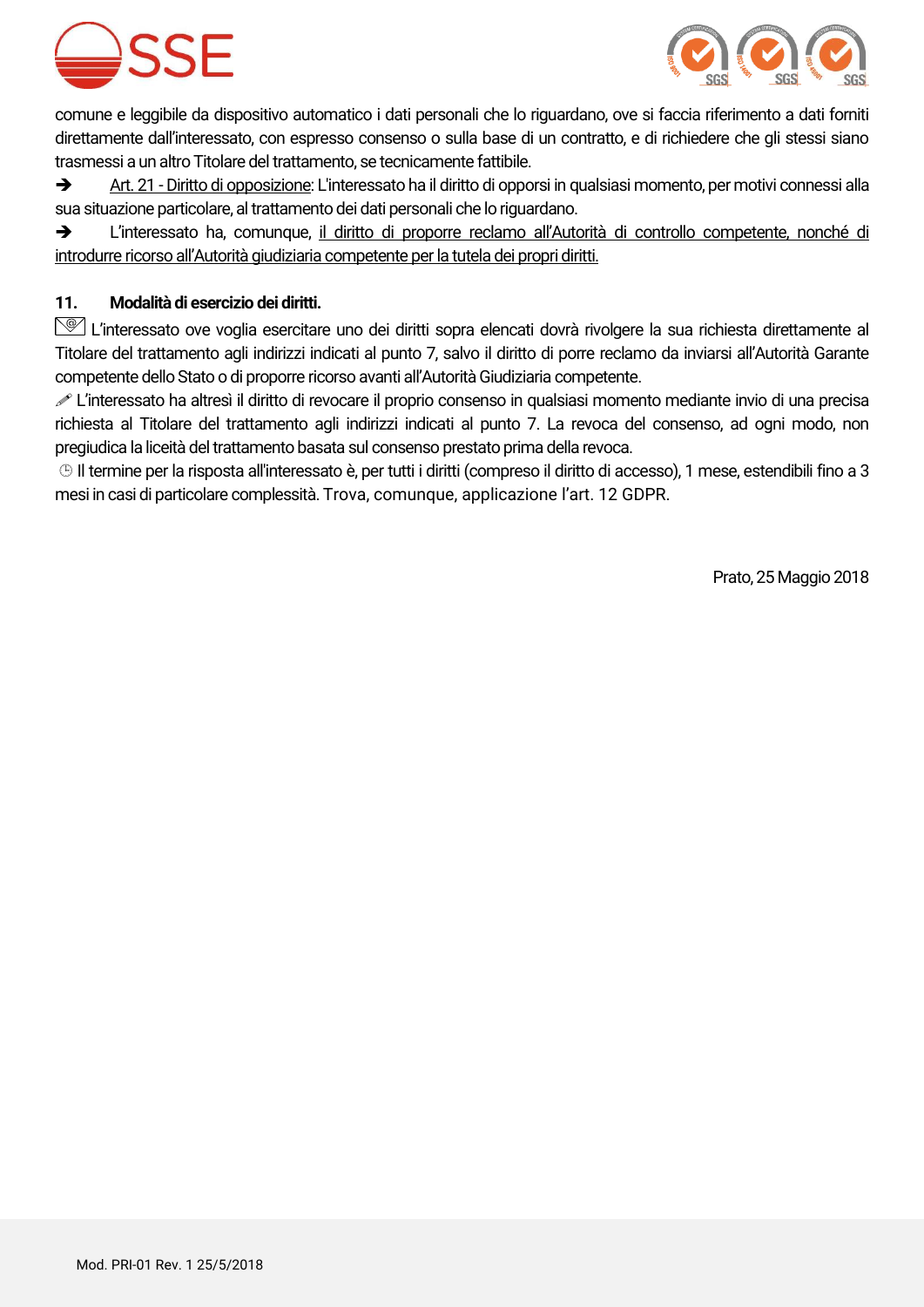comune e leggibile da dispositivo automatico i dati personali che lo riguardano, ove si faccia riferimento a dati forniti direttamente dall'interessato, con espresso consenso o sulla base di un contratto, e di richiedere che gli stessi siano trasmessi a un altro Titolare del trattamento, se tecnicamente fattibile.

➔ Art. 21 - Diritto di opposizione: L'interessato ha il diritto di opporsi in qualsiasi momento, per motivi connessi alla sua situazione particolare, al trattamento dei dati personali che lo riguardano.

➔ L'interessato ha, comunque, il diritto di proporre reclamo all'Autorità di controllo competente, nonché di introdurre ricorso all'Autorità giudiziaria competente per la tutela dei propri diritti.

## 11. Modalità di esercizio dei diritti.

L'interessato ove voglia esercitare uno dei diritti sopra elencati dovrà rivolgere la sua richiesta direttamente al Titolare del trattamento agli indirizzi indicati al punto 7, salvo il diritto di porre reclamo da inviarsi all'Autorità Garante competente dello Stato o di proporre ricorso avanti all'Autorità Giudiziaria competente.

L'interessato ha altresì il diritto di revocare il proprio consenso in qualsiasi momento mediante invio di una precisa richiesta al Titolare del trattamento agli indirizzi indicati al punto 7. La revoca del consenso, ad ogni modo, non pregiudica la liceità del trattamento basata sul consenso prestato prima della revoca.

Il termine per la risposta all'interessato è, per tutti i diritti (compreso il diritto di accesso), 1 mese, estendibili fino a 3 mesi in casi di particolare complessità. Trova, comunque, applicazione l'art. 12 GDPR.

Prato, 25 Maggio 2018

Mod. PRI-01 Rev. 1 25/5/2018